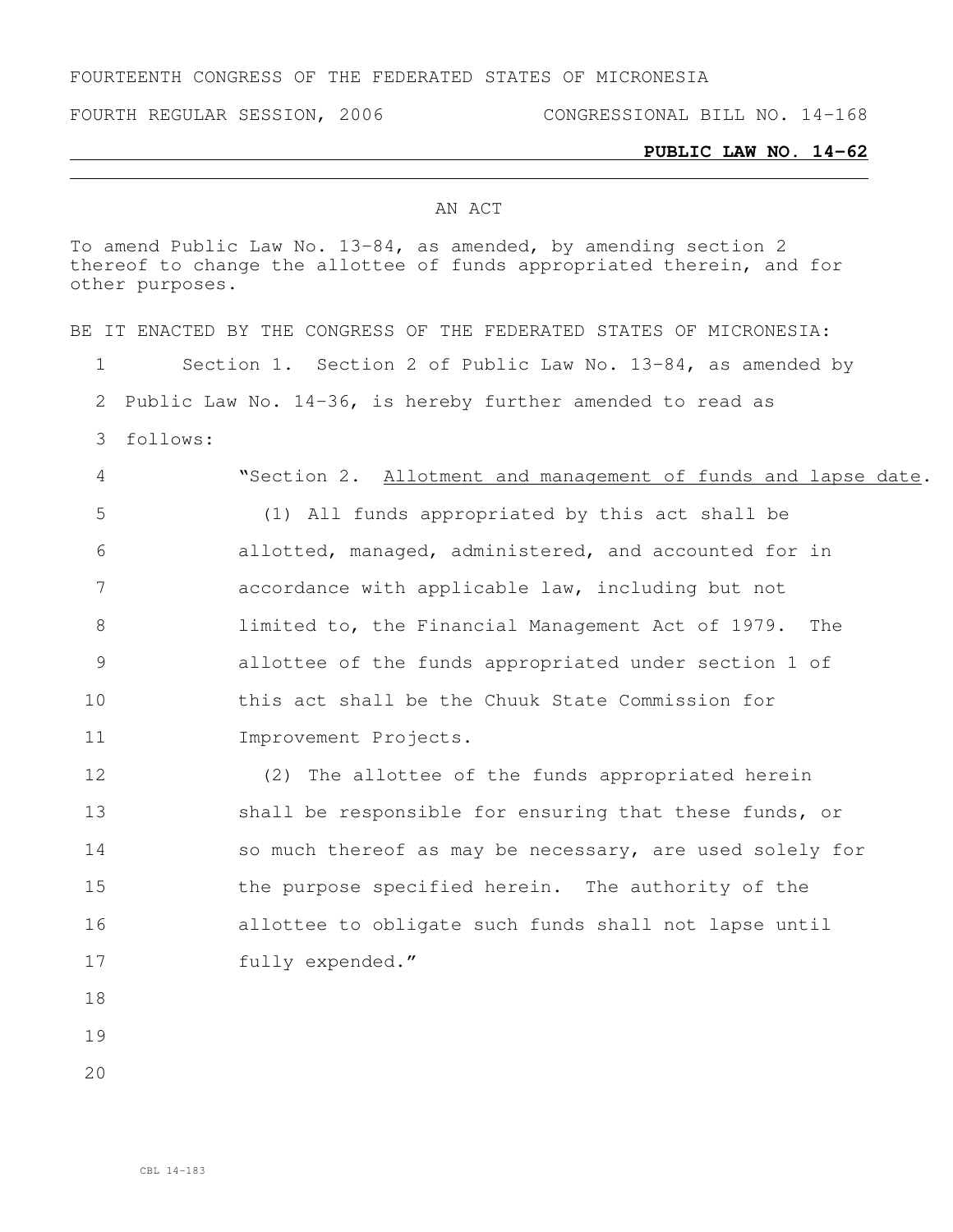FOURTEENTH CONGRESS OF THE FEDERATED STATES OF MICRONESIA

FOURTH REGULAR SESSION, 2006 CONGRESSIONAL BILL NO. 14-168

**PUBLIC LAW NO. 14-62**

AN ACT

To amend Public Law No. 13-84, as amended, by amending section 2 thereof to change the allottee of funds appropriated therein, and for other purposes.

BE IT ENACTED BY THE CONGRESS OF THE FEDERATED STATES OF MICRONESIA:

Section 1. Section 2 of Public Law No. 13-84, as amended by Public Law No. 14-36, is hereby further amended to read as follows:

"Section 2. Allotment and management of funds and lapse date.

(1) All funds appropriated by this act shall be allotted, managed, administered, and accounted for in accordance with applicable law, including but not limited to, the Financial Management Act of 1979. The allottee of the funds appropriated under section 1 of this act shall be the Chuuk State Commission for Improvement Projects.

(2) The allottee of the funds appropriated herein shall be responsible for ensuring that these funds, or so much thereof as may be necessary, are used solely for the purpose specified herein. The authority of the allottee to obligate such funds shall not lapse until fully expended."

CBL 14-183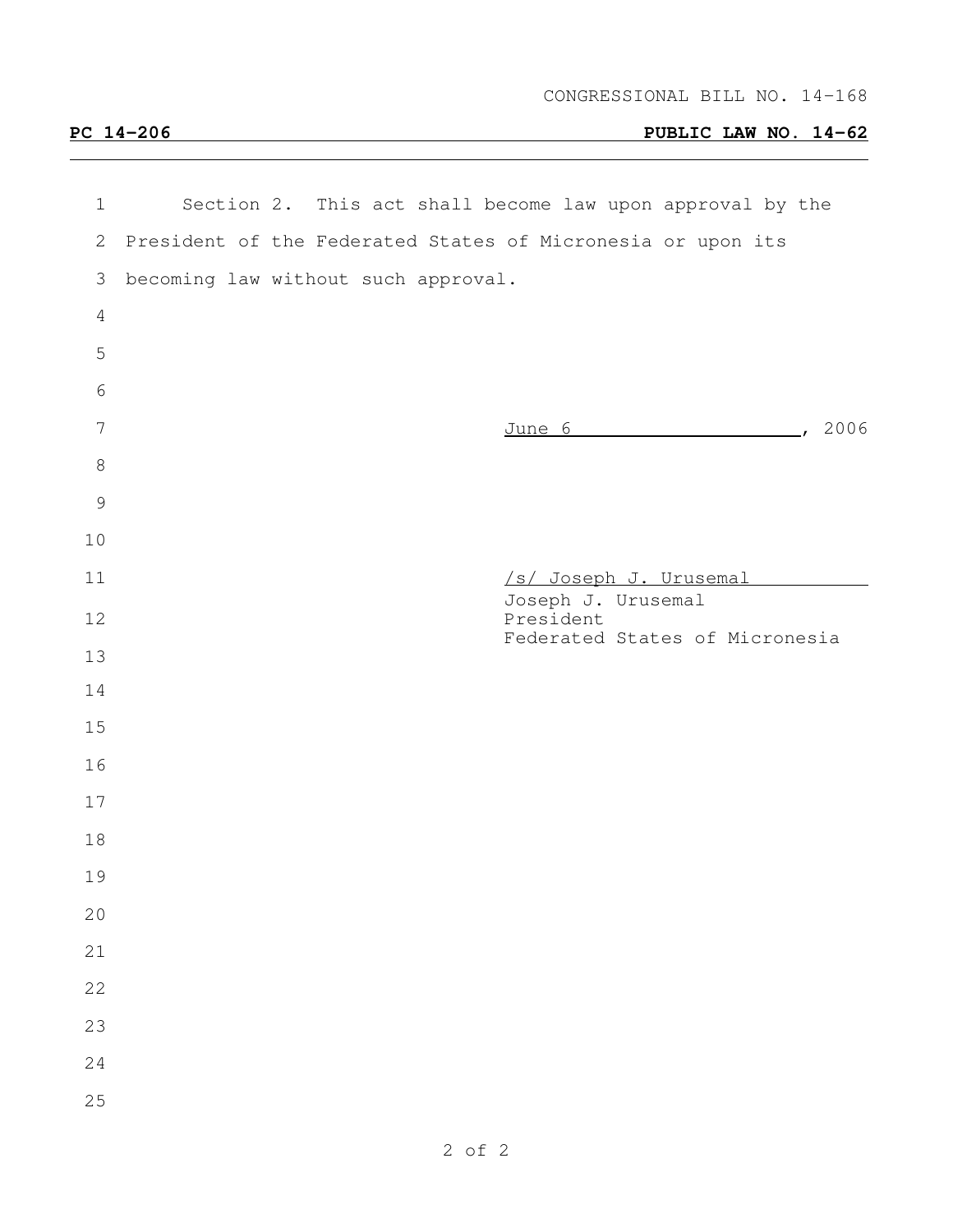CONGRESSIONAL BILL NO. 14-168

**PC 14-206** **PUBLIC LAW NO. 14-62**

Section 2. This act shall become law upon approval by the President of the Federated States of Micronesia or upon its becoming law without such approval.

June 6, 2006

/s/ Joseph J. Urusemal
Joseph J. Urusemal
President
Federated States of Micronesia